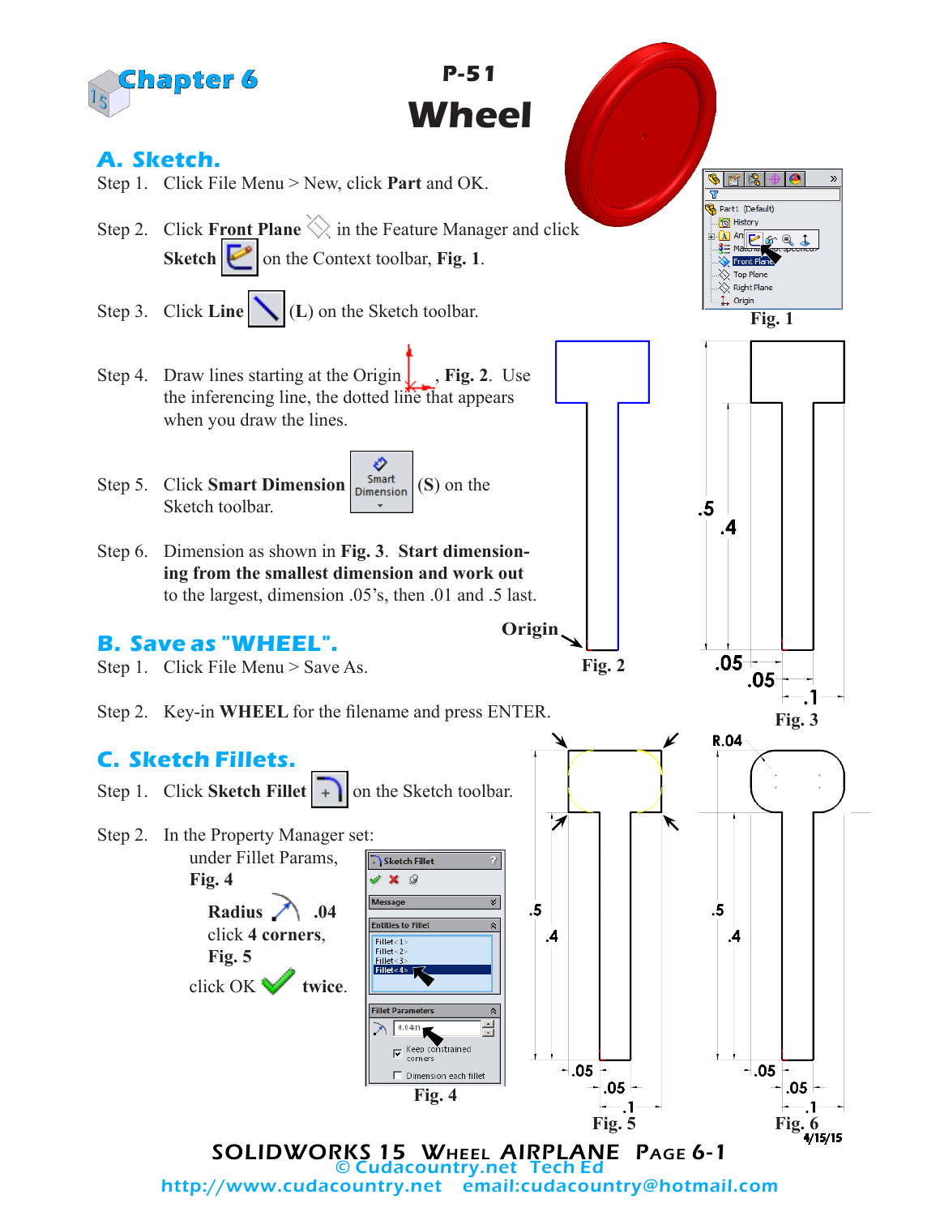# Chapter 6

## P-51
# Wheel

## A. Sketch.

Step 1. Click File Menu > New, click **Part** and OK.

Step 2. Click **Front Plane** in the Feature Manager and click **Sketch** on the Context toolbar, **Fig. 1**.

Step 3. Click **Line** (**L**) on the Sketch toolbar.

Step 4. Draw lines starting at the Origin, **Fig. 2**. Use the inferencing line, the dotted line that appears when you draw the lines.

Step 5. Click **Smart Dimension** (**S**) on the Sketch toolbar.

Step 6. Dimension as shown in **Fig. 3**. **Start dimensioning from the smallest dimension and work out** to the largest, dimension .05's, then .01 and .5 last.

Fig. 1

Origin

Fig. 2

Fig. 3

## B. Save as "WHEEL".

Step 1. Click File Menu > Save As.

Step 2. Key-in **WHEEL** for the filename and press ENTER.

## C. Sketch Fillets.

Step 1. Click **Sketch Fillet** on the Sketch toolbar.

Step 2. In the Property Manager set:
under Fillet Params, **Fig. 4**

**Radius** .04
click **4 corners**, **Fig. 5**
click OK **twice**.

Fig. 4

Fig. 5

Fig. 6

4/15/15

SOLIDWORKS 15 WHEEL AIRPLANE PAGE 6-1
© Cudacountry.net Tech Ed
http://www.cudacountry.net email:cudacountry@hotmail.com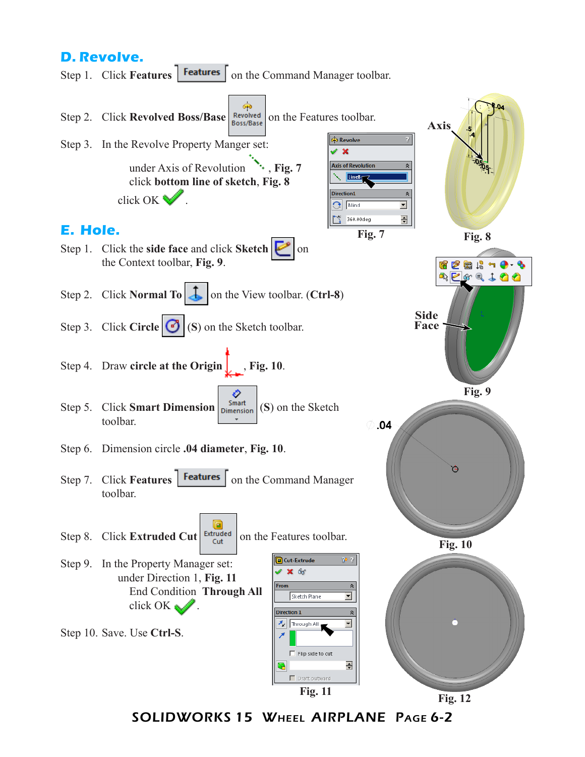## D. Revolve.

Step 1. Click **Features** [Features] on the Command Manager toolbar.

Step 2. Click **Revolved Boss/Base** [Revolved Boss/Base] on the Features toolbar.

Step 3. In the Revolve Property Manger set:

under Axis of Revolution , **Fig. 7**
click **bottom line of sketch**, **Fig. 8**
click OK .

Fig. 7

Axis

Fig. 8

## E. Hole.

Step 1. Click the **side face** and click **Sketch** on the Context toolbar, **Fig. 9**.

Step 2. Click **Normal To** on the View toolbar. (**Ctrl-8**)

Step 3. Click **Circle** (**S**) on the Sketch toolbar.

Step 4. Draw **circle at the Origin** , **Fig. 10**.

Step 5. Click **Smart Dimension** [Smart Dimension] (**S**) on the Sketch toolbar.

Step 6. Dimension circle **.04 diameter**, **Fig. 10**.

Step 7. Click **Features** [Features] on the Command Manager toolbar.

Step 8. Click **Extruded Cut** [Extruded Cut] on the Features toolbar.

Step 9. In the Property Manager set:
under Direction 1, **Fig. 11**
End Condition **Through All**
click OK .

Step 10. Save. Use **Ctrl-S**.

Side Face

Fig. 9

.04

Fig. 10

Fig. 11

Fig. 12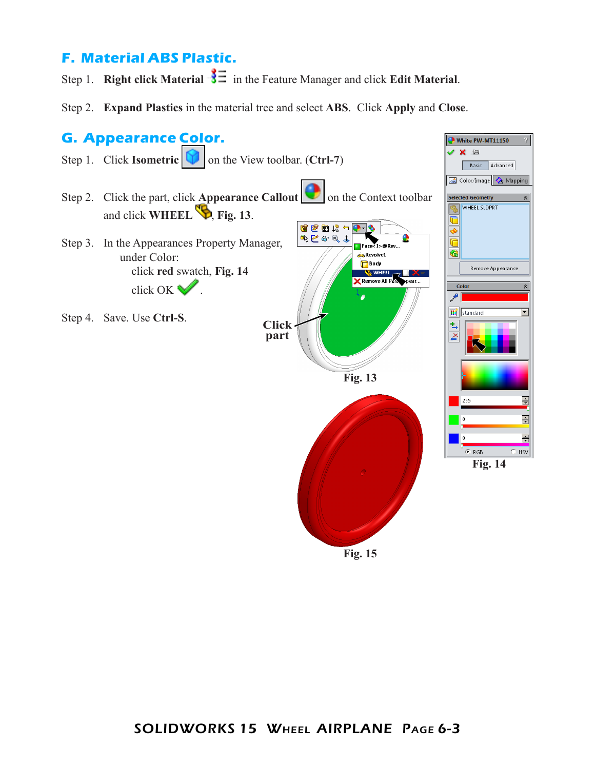## F. Material ABS Plastic.

Step 1. **Right click Material** in the Feature Manager and click **Edit Material**.

Step 2. **Expand Plastics** in the material tree and select **ABS**. Click **Apply** and **Close**.

## G. Appearance Color.

Step 1. Click **Isometric** on the View toolbar. (**Ctrl-7**)

Step 2. Click the part, click **Appearance Callout** on the Context toolbar and click **WHEEL**, **Fig. 13**.

Step 3. In the Appearances Property Manager, under Color:
click **red** swatch, **Fig. 14**
click OK .

Step 4. Save. Use **Ctrl-S**.

**Click part**

**Fig. 13**

**Fig. 14**

**Fig. 15**